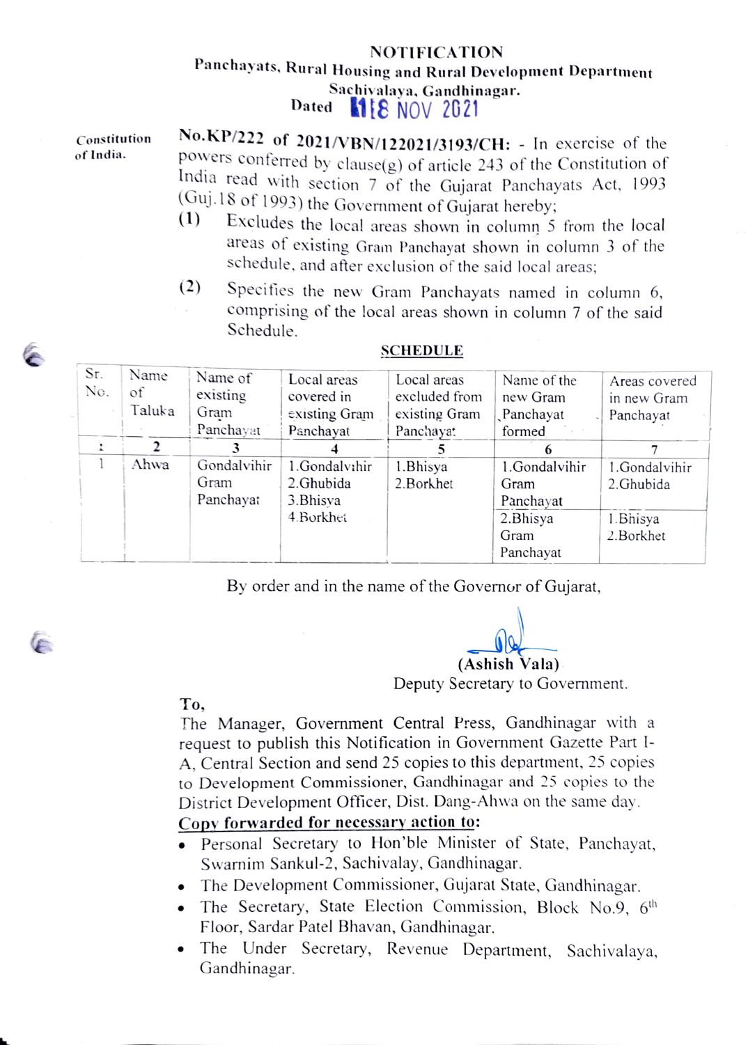# NOTIFICATION

## Panchayats, Rural Housing and Rural Development Department

### Sachivalaya, Gandhinagar.

**Dated 18 NOV 2021**

*Constitution of India.*

**No.KP/222 of 2021/VBN/122021/3193/CH:** - In exercise of the powers conferred by clause(g) of article 243 of the Constitution of India read with section 7 of the Gujarat Panchayats Act, 1993 (Guj.18 of 1993) the Government of Gujarat hereby;

(1) Excludes the local areas shown in column 5 from the local areas of existing Gram Panchayat shown in column 3 of the schedule, and after exclusion of the said local areas;

(2) Specifies the new Gram Panchayats named in column 6, comprising of the local areas shown in column 7 of the said Schedule.

**SCHEDULE**

| Sr. No. | Name of Taluka | Name of existing Gram Panchayat | Local areas covered in existing Gram Panchayat | Local areas excluded from existing Gram Panchayat | Name of the new Gram Panchayat formed | Areas covered in new Gram Panchayat |
|---|---|---|---|---|---|---|
| 1 | 2 | 3 | 4 | 5 | 6 | 7 |
| 1 | Ahwa | Gondalvihir Gram Panchayat | 1.Gondalvihir<br>2.Ghubida<br>3.Bhisya<br>4.Borkhet | 1.Bhisya<br>2.Borkhet | 1.Gondalvihir Gram Panchayat | 1.Gondalvihir<br>2.Ghubida |
| | | | | | 2.Bhisya Gram Panchayat | 1.Bhisya<br>2.Borkhet |

By order and in the name of the Governor of Gujarat,

**(Ashish Vala)**
Deputy Secretary to Government.

**To,**
The Manager, Government Central Press, Gandhinagar with a request to publish this Notification in Government Gazette Part I-A, Central Section and send 25 copies to this department, 25 copies to Development Commissioner, Gandhinagar and 25 copies to the District Development Officer, Dist. Dang-Ahwa on the same day.

**Copy forwarded for necessary action to:**

- Personal Secretary to Hon'ble Minister of State, Panchayat, Swarnim Sankul-2, Sachivalay, Gandhinagar.
- The Development Commissioner, Gujarat State, Gandhinagar.
- The Secretary, State Election Commission, Block No.9, 6th Floor, Sardar Patel Bhavan, Gandhinagar.
- The Under Secretary, Revenue Department, Sachivalaya, Gandhinagar.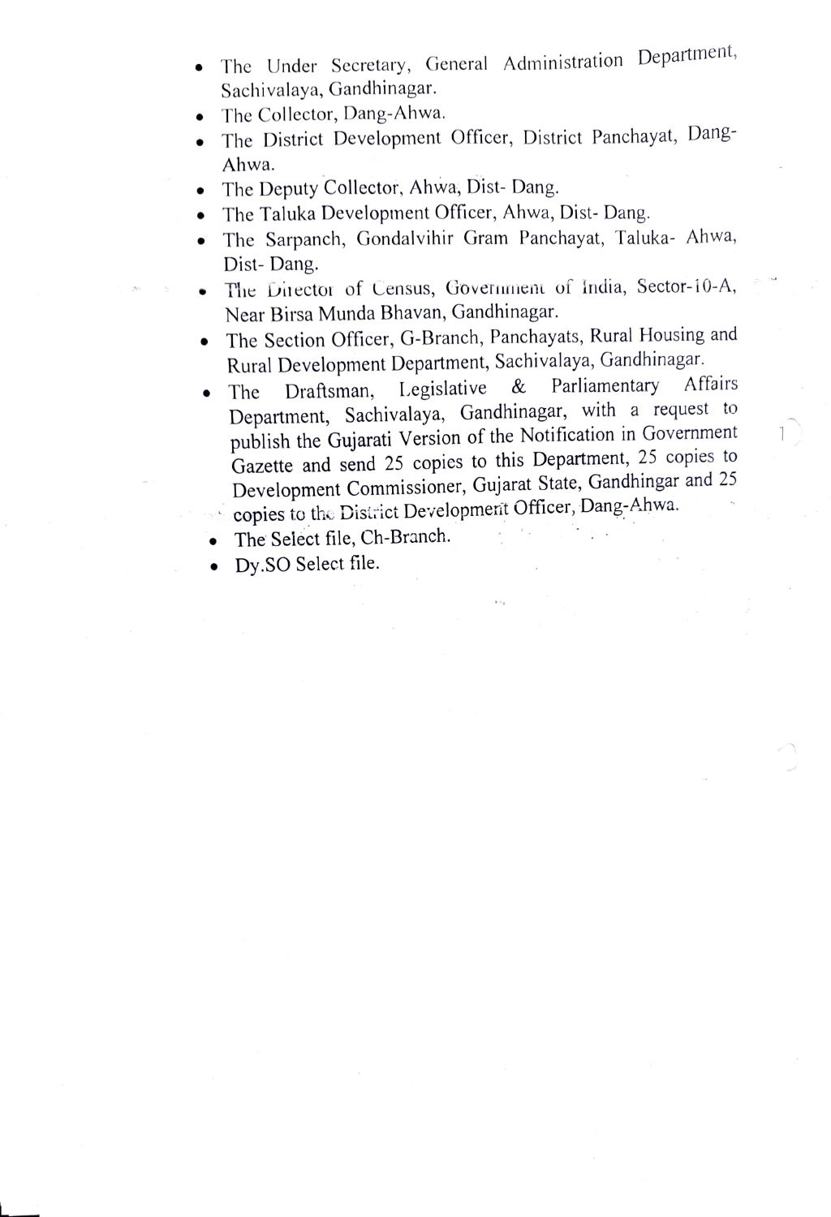- The Under Secretary, General Administration Department, Sachivalaya, Gandhinagar.
- The Collector, Dang-Ahwa.
- The District Development Officer, District Panchayat, Dang-Ahwa.
- The Deputy Collector, Ahwa, Dist- Dang.
- The Taluka Development Officer, Ahwa, Dist- Dang.
- The Sarpanch, Gondalvihir Gram Panchayat, Taluka- Ahwa, Dist- Dang.
- The Director of Census, Government of India, Sector-10-A, Near Birsa Munda Bhavan, Gandhinagar.
- The Section Officer, G-Branch, Panchayats, Rural Housing and Rural Development Department, Sachivalaya, Gandhinagar.
- The Draftsman, Legislative & Parliamentary Affairs Department, Sachivalaya, Gandhinagar, with a request to publish the Gujarati Version of the Notification in Government Gazette and send 25 copies to this Department, 25 copies to Development Commissioner, Gujarat State, Gandhingar and 25 copies to the District Development Officer, Dang-Ahwa.
- The Select file, Ch-Branch.
- Dy.SO Select file.